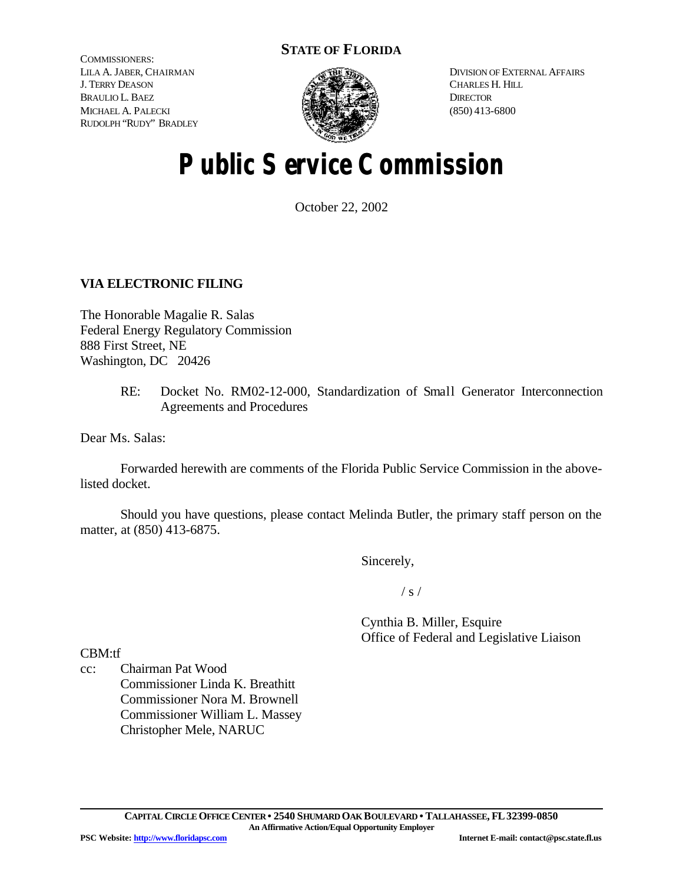**STATE OF FLORIDA**

COMMISSIONERS:
LILA A. JABER, CHAIRMAN
J. TERRY DEASON
BRAULIO L. BAEZ
MICHAEL A. PALECKI
RUDOLPH "RUDY" BRADLEY

DIVISION OF EXTERNAL AFFAIRS
CHARLES H. HILL
DIRECTOR
(850) 413-6800

# Public Service Commission

October 22, 2002

**VIA ELECTRONIC FILING**

The Honorable Magalie R. Salas
Federal Energy Regulatory Commission
888 First Street, NE
Washington, DC 20426

RE: Docket No. RM02-12-000, Standardization of Small Generator Interconnection Agreements and Procedures

Dear Ms. Salas:

Forwarded herewith are comments of the Florida Public Service Commission in the above-listed docket.

Should you have questions, please contact Melinda Butler, the primary staff person on the matter, at (850) 413-6875.

Sincerely,

/ s /

Cynthia B. Miller, Esquire
Office of Federal and Legislative Liaison

CBM:tf

cc: Chairman Pat Wood
Commissioner Linda K. Breathitt
Commissioner Nora M. Brownell
Commissioner William L. Massey
Christopher Mele, NARUC

CAPITAL CIRCLE OFFICE CENTER • 2540 SHUMARD OAK BOULEVARD • TALLAHASSEE, FL 32399-0850
An Affirmative Action/Equal Opportunity Employer
PSC Website: http://www.floridapsc.com Internet E-mail: contact@psc.state.fl.us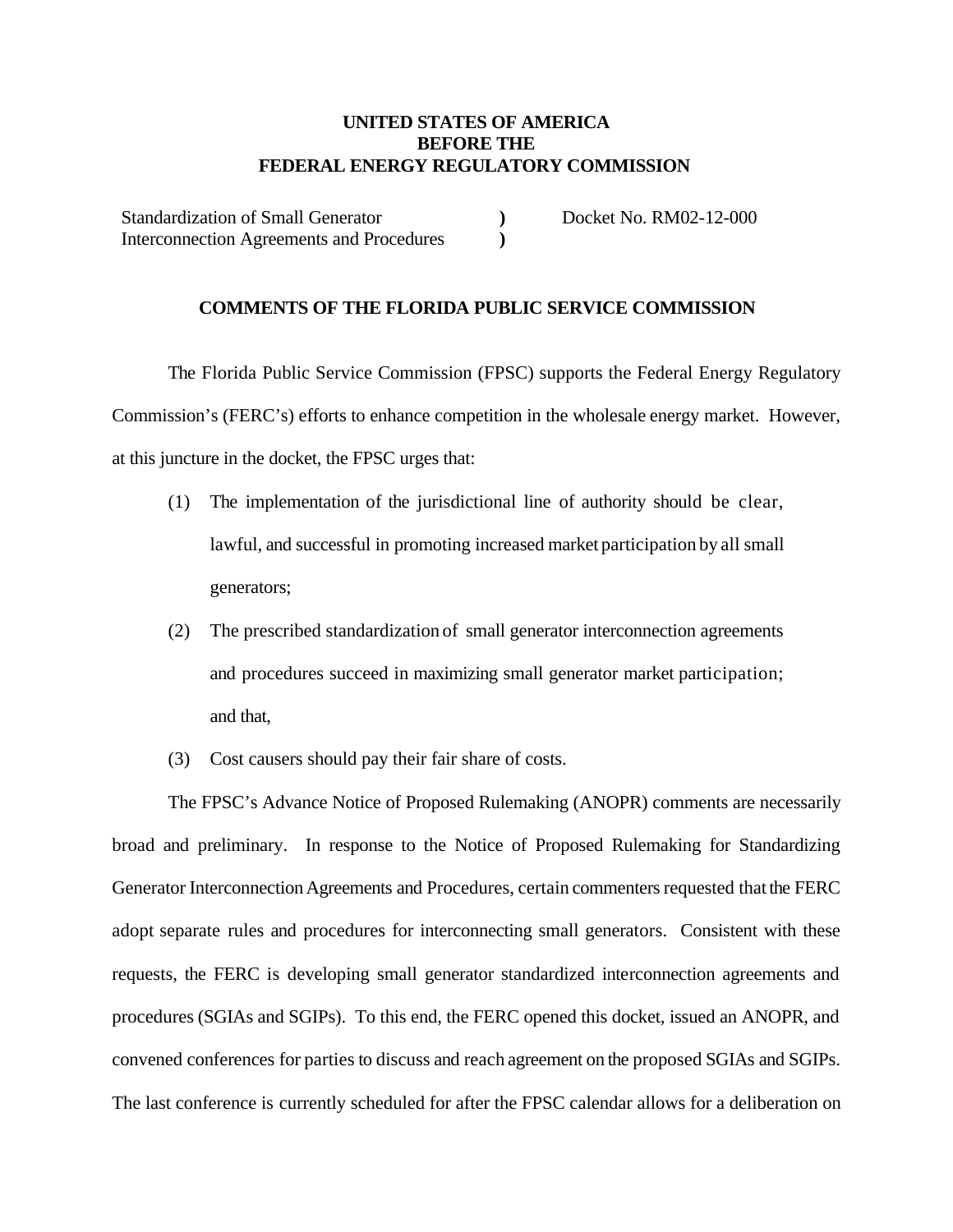**UNITED STATES OF AMERICA**
**BEFORE THE**
**FEDERAL ENERGY REGULATORY COMMISSION**

| | | |
|---|---|---|
| Standardization of Small Generator Interconnection Agreements and Procedures | ) ) | Docket No. RM02-12-000 |

**COMMENTS OF THE FLORIDA PUBLIC SERVICE COMMISSION**

The Florida Public Service Commission (FPSC) supports the Federal Energy Regulatory Commission's (FERC's) efforts to enhance competition in the wholesale energy market. However, at this juncture in the docket, the FPSC urges that:

(1) The implementation of the jurisdictional line of authority should be clear, lawful, and successful in promoting increased market participation by all small generators;

(2) The prescribed standardization of small generator interconnection agreements and procedures succeed in maximizing small generator market participation; and that,

(3) Cost causers should pay their fair share of costs.

The FPSC's Advance Notice of Proposed Rulemaking (ANOPR) comments are necessarily broad and preliminary. In response to the Notice of Proposed Rulemaking for Standardizing Generator Interconnection Agreements and Procedures, certain commenters requested that the FERC adopt separate rules and procedures for interconnecting small generators. Consistent with these requests, the FERC is developing small generator standardized interconnection agreements and procedures (SGIAs and SGIPs). To this end, the FERC opened this docket, issued an ANOPR, and convened conferences for parties to discuss and reach agreement on the proposed SGIAs and SGIPs. The last conference is currently scheduled for after the FPSC calendar allows for a deliberation on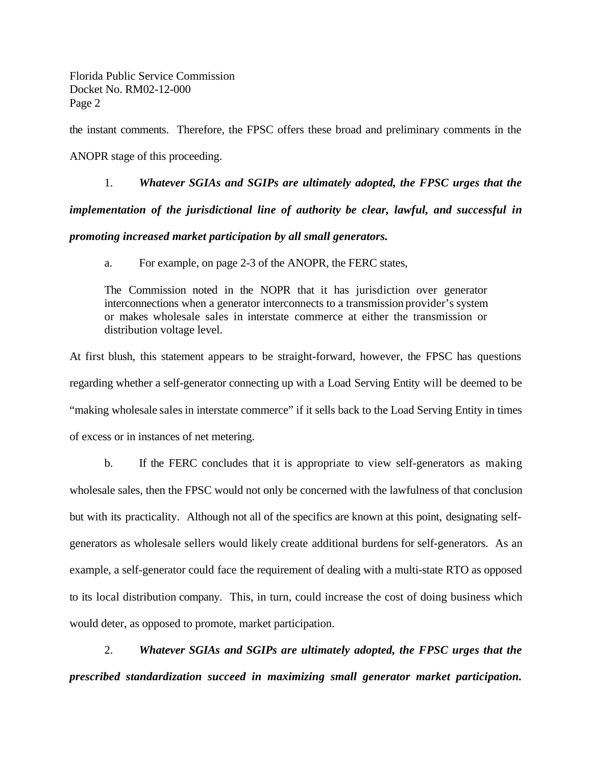the instant comments. Therefore, the FPSC offers these broad and preliminary comments in the ANOPR stage of this proceeding.

1. ***Whatever SGIAs and SGIPs are ultimately adopted, the FPSC urges that the implementation of the jurisdictional line of authority be clear, lawful, and successful in promoting increased market participation by all small generators.***

a. For example, on page 2-3 of the ANOPR, the FERC states,

> The Commission noted in the NOPR that it has jurisdiction over generator interconnections when a generator interconnects to a transmission provider's system or makes wholesale sales in interstate commerce at either the transmission or distribution voltage level.

At first blush, this statement appears to be straight-forward, however, the FPSC has questions regarding whether a self-generator connecting up with a Load Serving Entity will be deemed to be "making wholesale sales in interstate commerce" if it sells back to the Load Serving Entity in times of excess or in instances of net metering.

b. If the FERC concludes that it is appropriate to view self-generators as making wholesale sales, then the FPSC would not only be concerned with the lawfulness of that conclusion but with its practicality. Although not all of the specifics are known at this point, designating self-generators as wholesale sellers would likely create additional burdens for self-generators. As an example, a self-generator could face the requirement of dealing with a multi-state RTO as opposed to its local distribution company. This, in turn, could increase the cost of doing business which would deter, as opposed to promote, market participation.

2. ***Whatever SGIAs and SGIPs are ultimately adopted, the FPSC urges that the prescribed standardization succeed in maximizing small generator market participation.***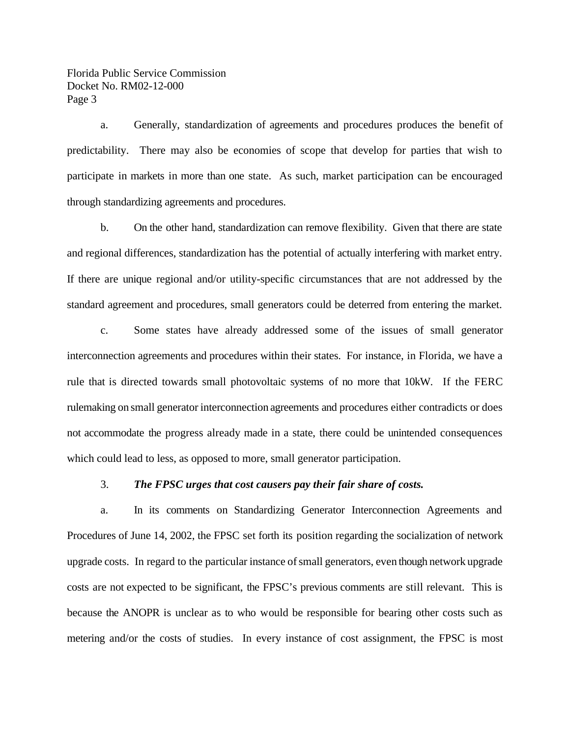a. Generally, standardization of agreements and procedures produces the benefit of predictability. There may also be economies of scope that develop for parties that wish to participate in markets in more than one state. As such, market participation can be encouraged through standardizing agreements and procedures.

b. On the other hand, standardization can remove flexibility. Given that there are state and regional differences, standardization has the potential of actually interfering with market entry. If there are unique regional and/or utility-specific circumstances that are not addressed by the standard agreement and procedures, small generators could be deterred from entering the market.

c. Some states have already addressed some of the issues of small generator interconnection agreements and procedures within their states. For instance, in Florida, we have a rule that is directed towards small photovoltaic systems of no more that 10kW. If the FERC rulemaking on small generator interconnection agreements and procedures either contradicts or does not accommodate the progress already made in a state, there could be unintended consequences which could lead to less, as opposed to more, small generator participation.

3. ***The FPSC urges that cost causers pay their fair share of costs.***

a. In its comments on Standardizing Generator Interconnection Agreements and Procedures of June 14, 2002, the FPSC set forth its position regarding the socialization of network upgrade costs. In regard to the particular instance of small generators, even though network upgrade costs are not expected to be significant, the FPSC's previous comments are still relevant. This is because the ANOPR is unclear as to who would be responsible for bearing other costs such as metering and/or the costs of studies. In every instance of cost assignment, the FPSC is most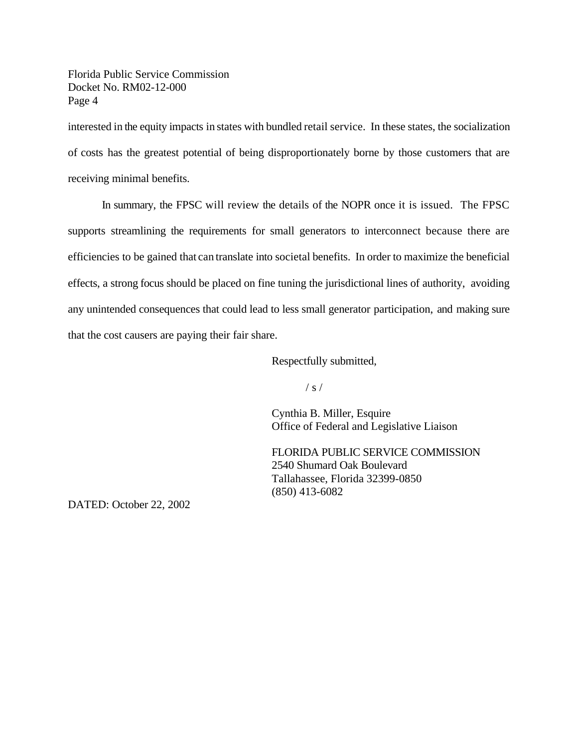interested in the equity impacts in states with bundled retail service. In these states, the socialization of costs has the greatest potential of being disproportionately borne by those customers that are receiving minimal benefits.

In summary, the FPSC will review the details of the NOPR once it is issued. The FPSC supports streamlining the requirements for small generators to interconnect because there are efficiencies to be gained that can translate into societal benefits. In order to maximize the beneficial effects, a strong focus should be placed on fine tuning the jurisdictional lines of authority, avoiding any unintended consequences that could lead to less small generator participation, and making sure that the cost causers are paying their fair share.

Respectfully submitted,

/ s /

Cynthia B. Miller, Esquire
Office of Federal and Legislative Liaison

FLORIDA PUBLIC SERVICE COMMISSION
2540 Shumard Oak Boulevard
Tallahassee, Florida 32399-0850
(850) 413-6082

DATED: October 22, 2002